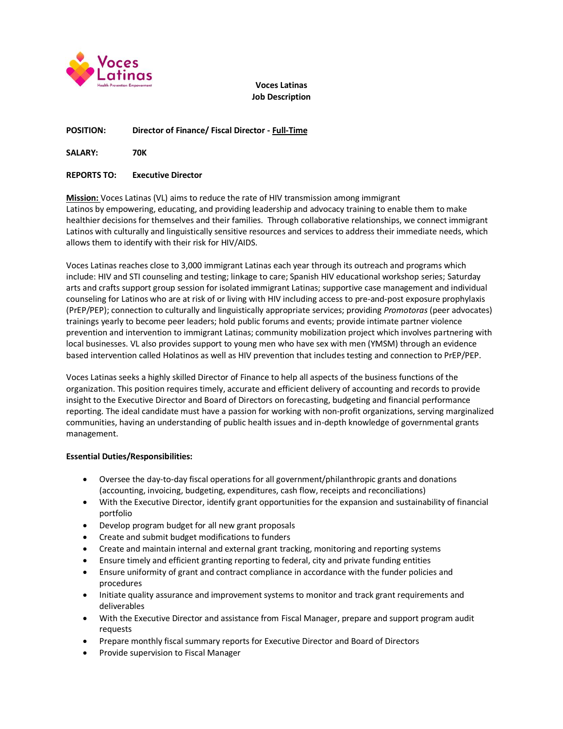Voces Latinas

Health · Prevention · Empowerment

**Voces Latinas**
**Job Description**

**POSITION:** **Director of Finance/ Fiscal Director - Full-Time**

**SALARY:** **70K**

**REPORTS TO:** **Executive Director**

**Mission:** Voces Latinas (VL) aims to reduce the rate of HIV transmission among immigrant Latinos by empowering, educating, and providing leadership and advocacy training to enable them to make healthier decisions for themselves and their families. Through collaborative relationships, we connect immigrant Latinos with culturally and linguistically sensitive resources and services to address their immediate needs, which allows them to identify with their risk for HIV/AIDS.

Voces Latinas reaches close to 3,000 immigrant Latinas each year through its outreach and programs which include: HIV and STI counseling and testing; linkage to care; Spanish HIV educational workshop series; Saturday arts and crafts support group session for isolated immigrant Latinas; supportive case management and individual counseling for Latinos who are at risk of or living with HIV including access to pre-and-post exposure prophylaxis (PrEP/PEP); connection to culturally and linguistically appropriate services; providing *Promotoras* (peer advocates) trainings yearly to become peer leaders; hold public forums and events; provide intimate partner violence prevention and intervention to immigrant Latinas; community mobilization project which involves partnering with local businesses. VL also provides support to young men who have sex with men (YMSM) through an evidence based intervention called Holatinos as well as HIV prevention that includes testing and connection to PrEP/PEP.

Voces Latinas seeks a highly skilled Director of Finance to help all aspects of the business functions of the organization. This position requires timely, accurate and efficient delivery of accounting and records to provide insight to the Executive Director and Board of Directors on forecasting, budgeting and financial performance reporting. The ideal candidate must have a passion for working with non-profit organizations, serving marginalized communities, having an understanding of public health issues and in-depth knowledge of governmental grants management.

**Essential Duties/Responsibilities:**

- Oversee the day-to-day fiscal operations for all government/philanthropic grants and donations (accounting, invoicing, budgeting, expenditures, cash flow, receipts and reconciliations)
- With the Executive Director, identify grant opportunities for the expansion and sustainability of financial portfolio
- Develop program budget for all new grant proposals
- Create and submit budget modifications to funders
- Create and maintain internal and external grant tracking, monitoring and reporting systems
- Ensure timely and efficient granting reporting to federal, city and private funding entities
- Ensure uniformity of grant and contract compliance in accordance with the funder policies and procedures
- Initiate quality assurance and improvement systems to monitor and track grant requirements and deliverables
- With the Executive Director and assistance from Fiscal Manager, prepare and support program audit requests
- Prepare monthly fiscal summary reports for Executive Director and Board of Directors
- Provide supervision to Fiscal Manager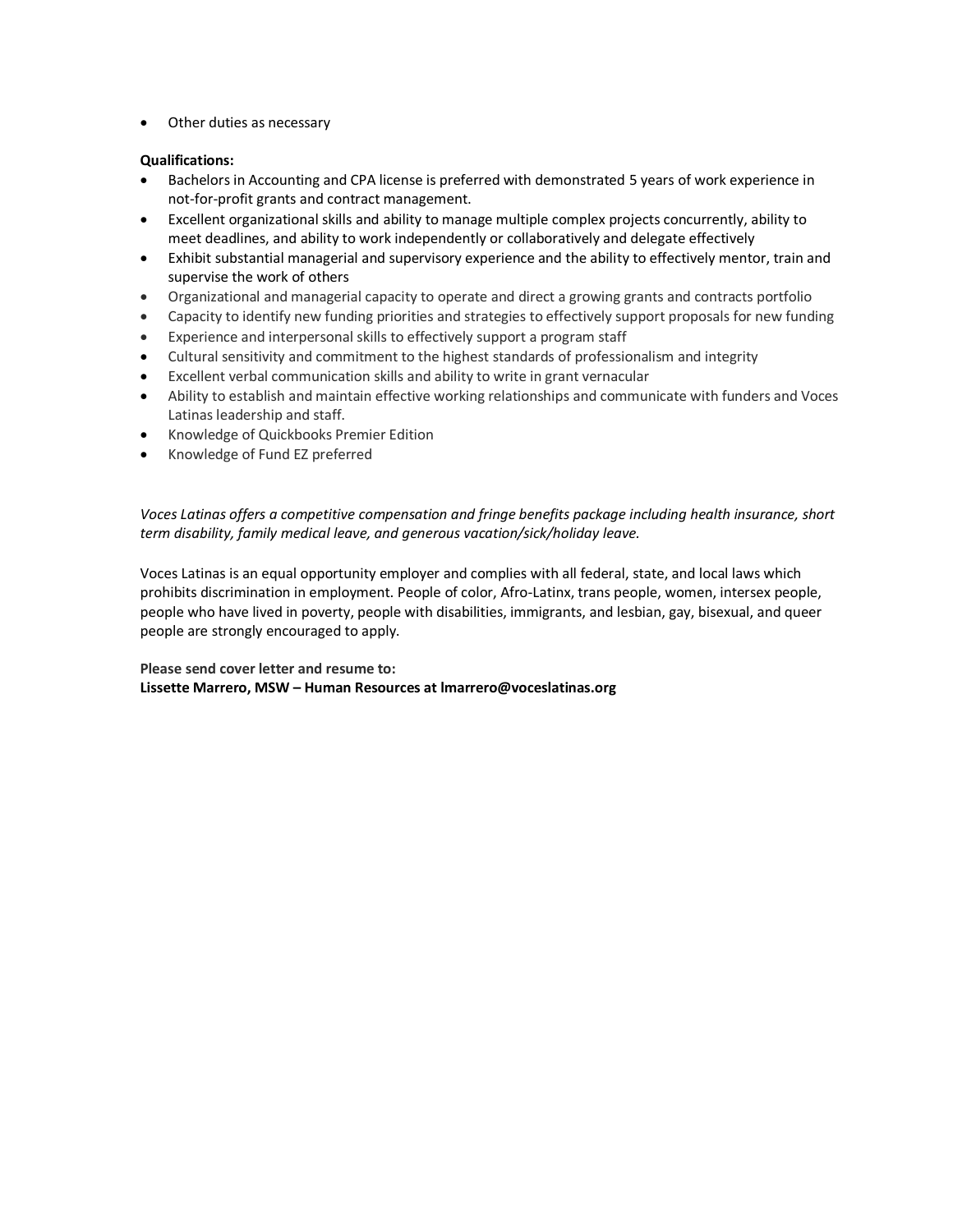- Other duties as necessary

**Qualifications:**

- Bachelors in Accounting and CPA license is preferred with demonstrated 5 years of work experience in not-for-profit grants and contract management.
- Excellent organizational skills and ability to manage multiple complex projects concurrently, ability to meet deadlines, and ability to work independently or collaboratively and delegate effectively
- Exhibit substantial managerial and supervisory experience and the ability to effectively mentor, train and supervise the work of others
- Organizational and managerial capacity to operate and direct a growing grants and contracts portfolio
- Capacity to identify new funding priorities and strategies to effectively support proposals for new funding
- Experience and interpersonal skills to effectively support a program staff
- Cultural sensitivity and commitment to the highest standards of professionalism and integrity
- Excellent verbal communication skills and ability to write in grant vernacular
- Ability to establish and maintain effective working relationships and communicate with funders and Voces Latinas leadership and staff.
- Knowledge of Quickbooks Premier Edition
- Knowledge of Fund EZ preferred

*Voces Latinas offers a competitive compensation and fringe benefits package including health insurance, short term disability, family medical leave, and generous vacation/sick/holiday leave.*

Voces Latinas is an equal opportunity employer and complies with all federal, state, and local laws which prohibits discrimination in employment. People of color, Afro-Latinx, trans people, women, intersex people, people who have lived in poverty, people with disabilities, immigrants, and lesbian, gay, bisexual, and queer people are strongly encouraged to apply.

**Please send cover letter and resume to:**
**Lissette Marrero, MSW – Human Resources at lmarrero@voceslatinas.org**